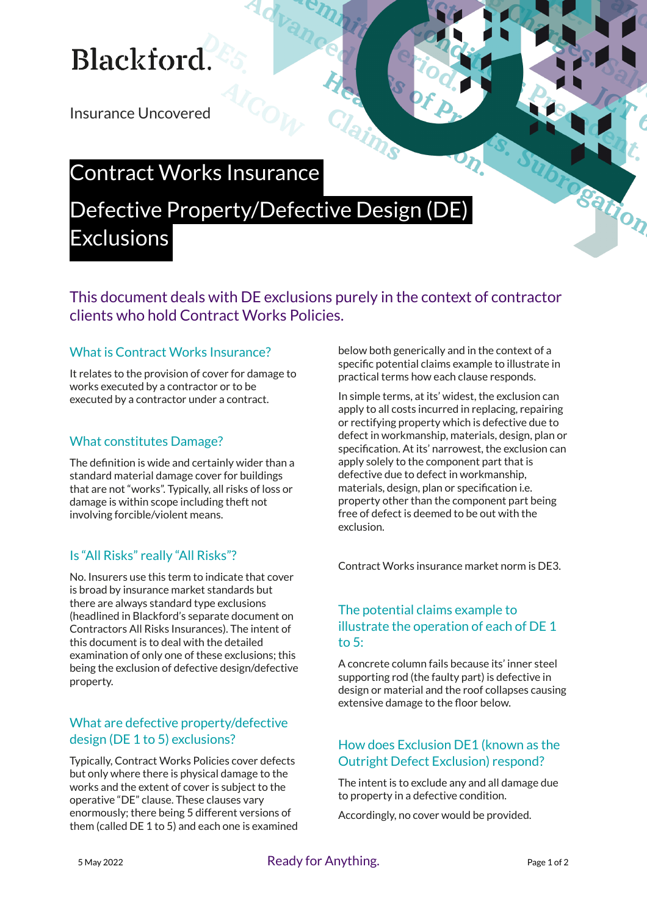Blackford.

Insurance Uncovered

# Contract Works Insurance

# Defective Property/Defective Design (DE) Exclusions

This document deals with DE exclusions purely in the context of contractor clients who hold Contract Works Policies.

## What is Contract Works Insurance?

It relates to the provision of cover for damage to works executed by a contractor or to be executed by a contractor under a contract.

## What constitutes Damage?

The definition is wide and certainly wider than a standard material damage cover for buildings that are not "works". Typically, all risks of loss or damage is within scope including theft not involving forcible/violent means.

## Is "All Risks" really "All Risks"?

No. Insurers use this term to indicate that cover is broad by insurance market standards but there are always standard type exclusions (headlined in Blackford's separate document on Contractors All Risks Insurances). The intent of this document is to deal with the detailed examination of only one of these exclusions; this being the exclusion of defective design/defective property.

## What are defective property/defective design (DE 1 to 5) exclusions?

Typically, Contract Works Policies cover defects but only where there is physical damage to the works and the extent of cover is subject to the operative "DE" clause. These clauses vary enormously; there being 5 different versions of them (called DE 1 to 5) and each one is examined below both generically and in the context of a specific potential claims example to illustrate in practical terms how each clause responds.

In simple terms, at its' widest, the exclusion can apply to all costs incurred in replacing, repairing or rectifying property which is defective due to defect in workmanship, materials, design, plan or specification. At its' narrowest, the exclusion can apply solely to the component part that is defective due to defect in workmanship, materials, design, plan or specification i.e. property other than the component part being free of defect is deemed to be out with the exclusion.

Contract Works insurance market norm is DE3.

## The potential claims example to illustrate the operation of each of DE 1 to 5:

A concrete column fails because its' inner steel supporting rod (the faulty part) is defective in design or material and the roof collapses causing extensive damage to the floor below.

## How does Exclusion DE1 (known as the Outright Defect Exclusion) respond?

The intent is to exclude any and all damage due to property in a defective condition.

Accordingly, no cover would be provided.

5 May 2022

Ready for Anything.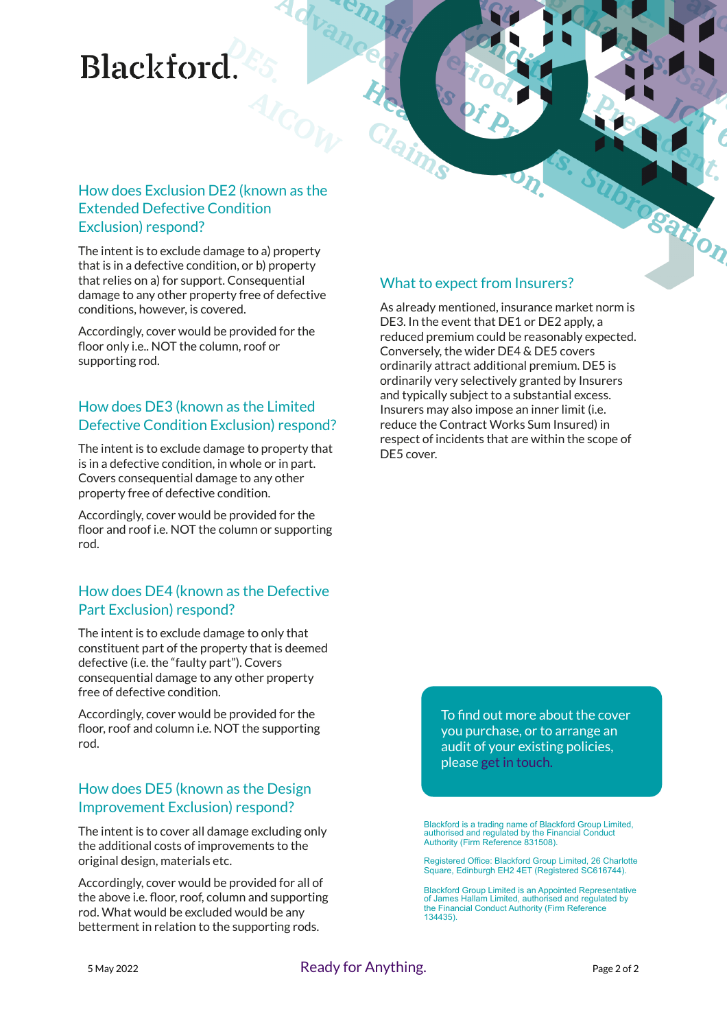Blackford.

## How does Exclusion DE2 (known as the Extended Defective Condition Exclusion) respond?

The intent is to exclude damage to a) property that is in a defective condition, or b) property that relies on a) for support. Consequential damage to any other property free of defective conditions, however, is covered.

Accordingly, cover would be provided for the floor only i.e.. NOT the column, roof or supporting rod.

## How does DE3 (known as the Limited Defective Condition Exclusion) respond?

The intent is to exclude damage to property that is in a defective condition, in whole or in part. Covers consequential damage to any other property free of defective condition.

Accordingly, cover would be provided for the floor and roof i.e. NOT the column or supporting rod.

## How does DE4 (known as the Defective Part Exclusion) respond?

The intent is to exclude damage to only that constituent part of the property that is deemed defective (i.e. the "faulty part"). Covers consequential damage to any other property free of defective condition.

Accordingly, cover would be provided for the floor, roof and column i.e. NOT the supporting rod.

## How does DE5 (known as the Design Improvement Exclusion) respond?

The intent is to cover all damage excluding only the additional costs of improvements to the original design, materials etc.

Accordingly, cover would be provided for all of the above i.e. floor, roof, column and supporting rod. What would be excluded would be any betterment in relation to the supporting rods.

## What to expect from Insurers?

As already mentioned, insurance market norm is DE3. In the event that DE1 or DE2 apply, a reduced premium could be reasonably expected. Conversely, the wider DE4 & DE5 covers ordinarily attract additional premium. DE5 is ordinarily very selectively granted by Insurers and typically subject to a substantial excess. Insurers may also impose an inner limit (i.e. reduce the Contract Works Sum Insured) in respect of incidents that are within the scope of DE5 cover.

To find out more about the cover you purchase, or to arrange an audit of your existing policies, please get in touch.

Blackford is a trading name of Blackford Group Limited, authorised and regulated by the Financial Conduct Authority (Firm Reference 831508).

Registered Office: Blackford Group Limited, 26 Charlotte Square, Edinburgh EH2 4ET (Registered SC616744).

Blackford Group Limited is an Appointed Representative of James Hallam Limited, authorised and regulated by the Financial Conduct Authority (Firm Reference 134435).

5 May 2022

Ready for Anything.